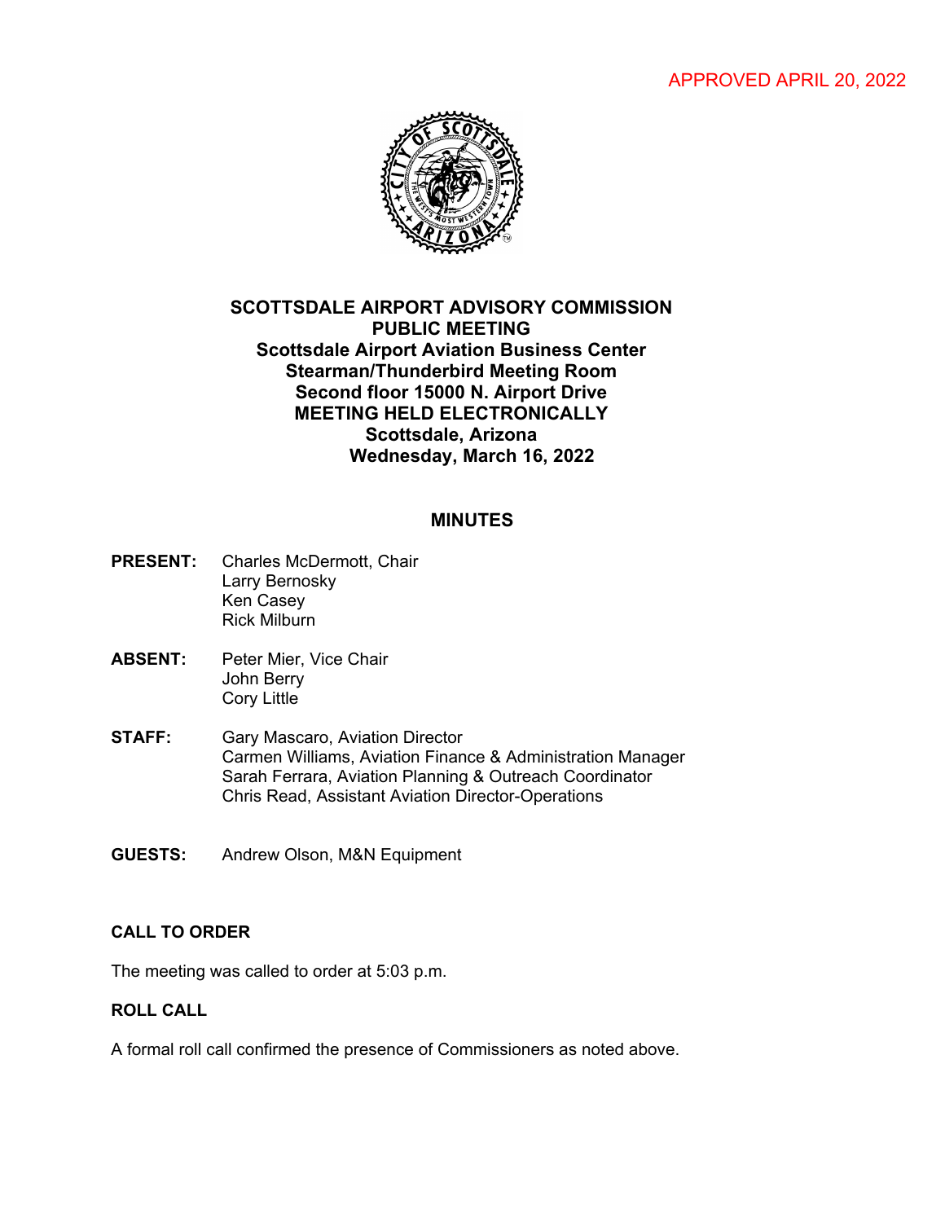APPROVED APRIL 20, 2022

# SCOTTSDALE AIRPORT ADVISORY COMMISSION
## PUBLIC MEETING
**Scottsdale Airport Aviation Business Center**
**Stearman/Thunderbird Meeting Room**
**Second floor 15000 N. Airport Drive**
**MEETING HELD ELECTRONICALLY**
**Scottsdale, Arizona**
**Wednesday, March 16, 2022**

## MINUTES

**PRESENT:** Charles McDermott, Chair
Larry Bernosky
Ken Casey
Rick Milburn

**ABSENT:** Peter Mier, Vice Chair
John Berry
Cory Little

**STAFF:** Gary Mascaro, Aviation Director
Carmen Williams, Aviation Finance & Administration Manager
Sarah Ferrara, Aviation Planning & Outreach Coordinator
Chris Read, Assistant Aviation Director-Operations

**GUESTS:** Andrew Olson, M&N Equipment

### CALL TO ORDER

The meeting was called to order at 5:03 p.m.

### ROLL CALL

A formal roll call confirmed the presence of Commissioners as noted above.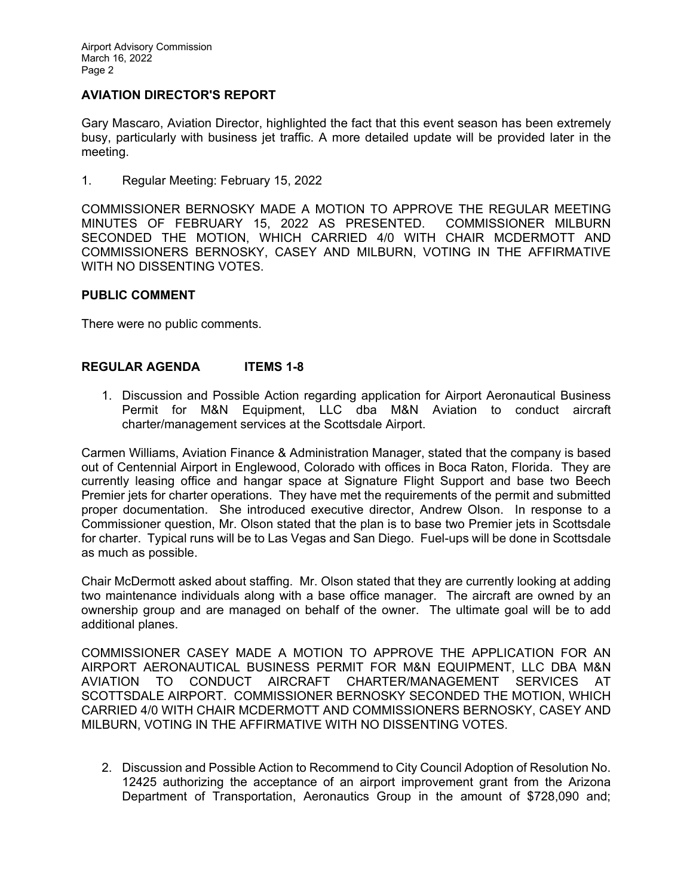## AVIATION DIRECTOR'S REPORT

Gary Mascaro, Aviation Director, highlighted the fact that this event season has been extremely busy, particularly with business jet traffic. A more detailed update will be provided later in the meeting.

1. Regular Meeting: February 15, 2022

COMMISSIONER BERNOSKY MADE A MOTION TO APPROVE THE REGULAR MEETING MINUTES OF FEBRUARY 15, 2022 AS PRESENTED. COMMISSIONER MILBURN SECONDED THE MOTION, WHICH CARRIED 4/0 WITH CHAIR MCDERMOTT AND COMMISSIONERS BERNOSKY, CASEY AND MILBURN, VOTING IN THE AFFIRMATIVE WITH NO DISSENTING VOTES.

## PUBLIC COMMENT

There were no public comments.

## REGULAR AGENDA ITEMS 1-8

1. Discussion and Possible Action regarding application for Airport Aeronautical Business Permit for M&N Equipment, LLC dba M&N Aviation to conduct aircraft charter/management services at the Scottsdale Airport.

Carmen Williams, Aviation Finance & Administration Manager, stated that the company is based out of Centennial Airport in Englewood, Colorado with offices in Boca Raton, Florida. They are currently leasing office and hangar space at Signature Flight Support and base two Beech Premier jets for charter operations. They have met the requirements of the permit and submitted proper documentation. She introduced executive director, Andrew Olson. In response to a Commissioner question, Mr. Olson stated that the plan is to base two Premier jets in Scottsdale for charter. Typical runs will be to Las Vegas and San Diego. Fuel-ups will be done in Scottsdale as much as possible.

Chair McDermott asked about staffing. Mr. Olson stated that they are currently looking at adding two maintenance individuals along with a base office manager. The aircraft are owned by an ownership group and are managed on behalf of the owner. The ultimate goal will be to add additional planes.

COMMISSIONER CASEY MADE A MOTION TO APPROVE THE APPLICATION FOR AN AIRPORT AERONAUTICAL BUSINESS PERMIT FOR M&N EQUIPMENT, LLC DBA M&N AVIATION TO CONDUCT AIRCRAFT CHARTER/MANAGEMENT SERVICES AT SCOTTSDALE AIRPORT. COMMISSIONER BERNOSKY SECONDED THE MOTION, WHICH CARRIED 4/0 WITH CHAIR MCDERMOTT AND COMMISSIONERS BERNOSKY, CASEY AND MILBURN, VOTING IN THE AFFIRMATIVE WITH NO DISSENTING VOTES.

2. Discussion and Possible Action to Recommend to City Council Adoption of Resolution No. 12425 authorizing the acceptance of an airport improvement grant from the Arizona Department of Transportation, Aeronautics Group in the amount of $728,090 and;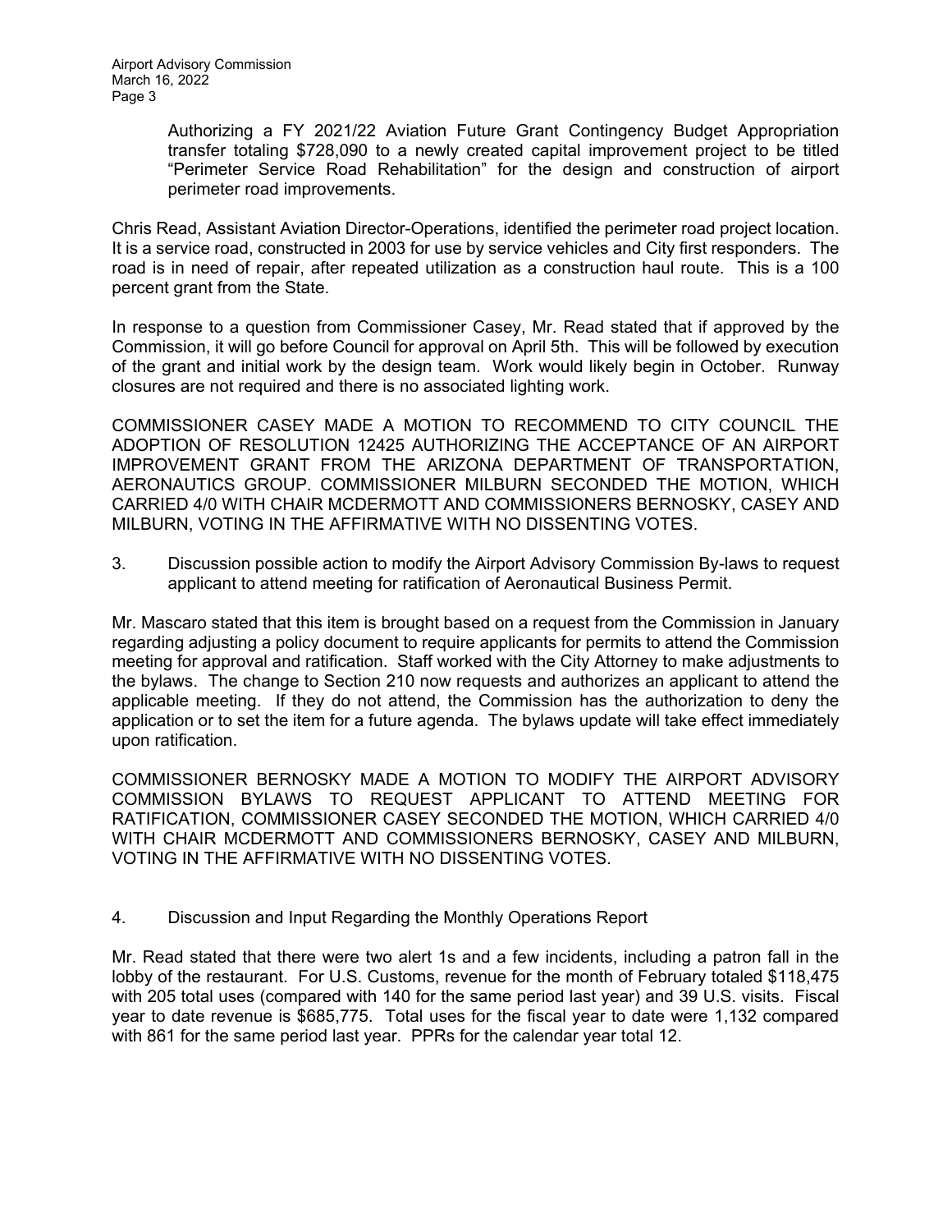Authorizing a FY 2021/22 Aviation Future Grant Contingency Budget Appropriation transfer totaling $728,090 to a newly created capital improvement project to be titled "Perimeter Service Road Rehabilitation" for the design and construction of airport perimeter road improvements.

Chris Read, Assistant Aviation Director-Operations, identified the perimeter road project location. It is a service road, constructed in 2003 for use by service vehicles and City first responders. The road is in need of repair, after repeated utilization as a construction haul route. This is a 100 percent grant from the State.

In response to a question from Commissioner Casey, Mr. Read stated that if approved by the Commission, it will go before Council for approval on April 5th. This will be followed by execution of the grant and initial work by the design team. Work would likely begin in October. Runway closures are not required and there is no associated lighting work.

COMMISSIONER CASEY MADE A MOTION TO RECOMMEND TO CITY COUNCIL THE ADOPTION OF RESOLUTION 12425 AUTHORIZING THE ACCEPTANCE OF AN AIRPORT IMPROVEMENT GRANT FROM THE ARIZONA DEPARTMENT OF TRANSPORTATION, AERONAUTICS GROUP. COMMISSIONER MILBURN SECONDED THE MOTION, WHICH CARRIED 4/0 WITH CHAIR MCDERMOTT AND COMMISSIONERS BERNOSKY, CASEY AND MILBURN, VOTING IN THE AFFIRMATIVE WITH NO DISSENTING VOTES.

3. Discussion possible action to modify the Airport Advisory Commission By-laws to request applicant to attend meeting for ratification of Aeronautical Business Permit.

Mr. Mascaro stated that this item is brought based on a request from the Commission in January regarding adjusting a policy document to require applicants for permits to attend the Commission meeting for approval and ratification. Staff worked with the City Attorney to make adjustments to the bylaws. The change to Section 210 now requests and authorizes an applicant to attend the applicable meeting. If they do not attend, the Commission has the authorization to deny the application or to set the item for a future agenda. The bylaws update will take effect immediately upon ratification.

COMMISSIONER BERNOSKY MADE A MOTION TO MODIFY THE AIRPORT ADVISORY COMMISSION BYLAWS TO REQUEST APPLICANT TO ATTEND MEETING FOR RATIFICATION, COMMISSIONER CASEY SECONDED THE MOTION, WHICH CARRIED 4/0 WITH CHAIR MCDERMOTT AND COMMISSIONERS BERNOSKY, CASEY AND MILBURN, VOTING IN THE AFFIRMATIVE WITH NO DISSENTING VOTES.

4. Discussion and Input Regarding the Monthly Operations Report

Mr. Read stated that there were two alert 1s and a few incidents, including a patron fall in the lobby of the restaurant. For U.S. Customs, revenue for the month of February totaled $118,475 with 205 total uses (compared with 140 for the same period last year) and 39 U.S. visits. Fiscal year to date revenue is $685,775. Total uses for the fiscal year to date were 1,132 compared with 861 for the same period last year. PPRs for the calendar year total 12.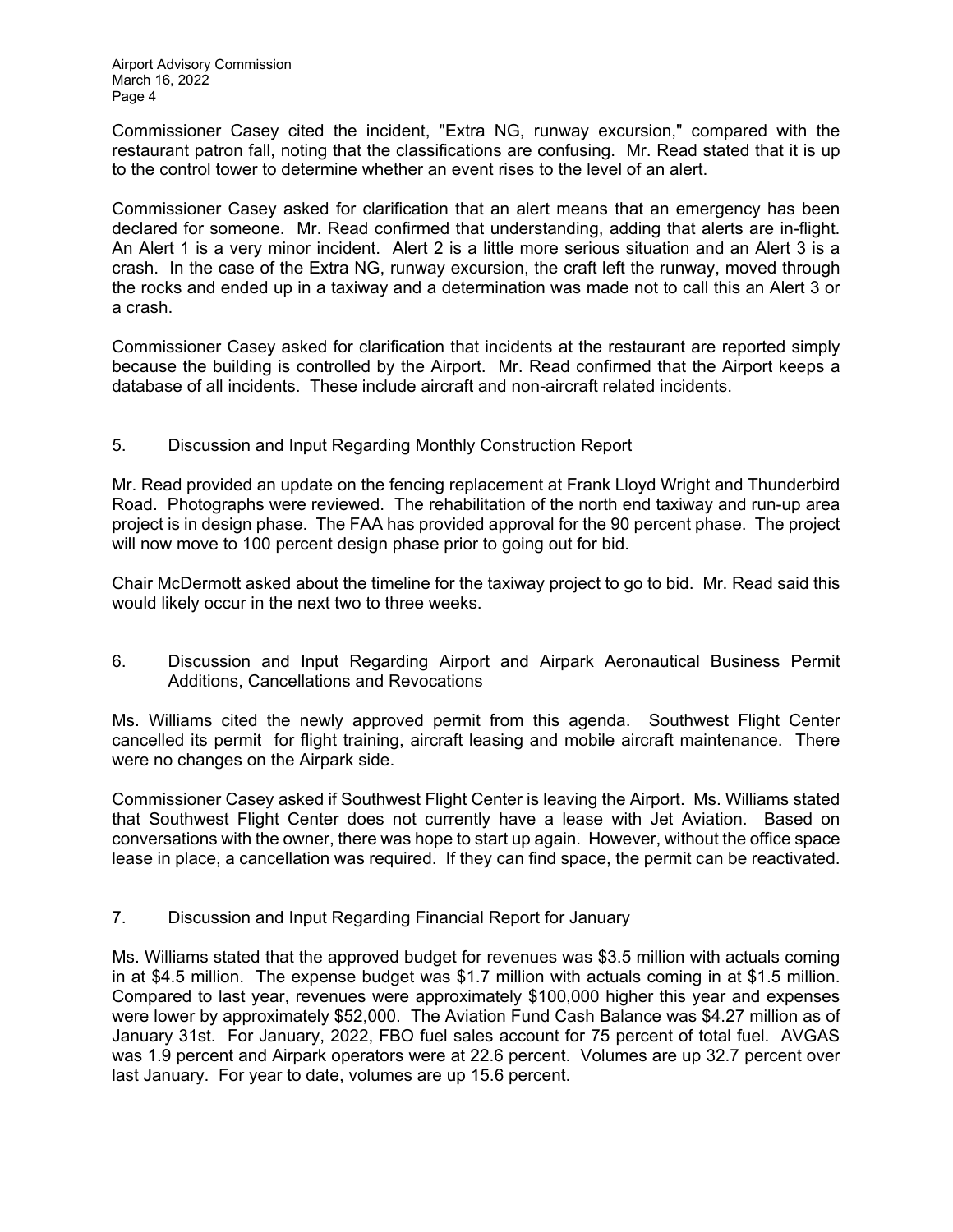Commissioner Casey cited the incident, "Extra NG, runway excursion," compared with the restaurant patron fall, noting that the classifications are confusing. Mr. Read stated that it is up to the control tower to determine whether an event rises to the level of an alert.

Commissioner Casey asked for clarification that an alert means that an emergency has been declared for someone. Mr. Read confirmed that understanding, adding that alerts are in-flight. An Alert 1 is a very minor incident. Alert 2 is a little more serious situation and an Alert 3 is a crash. In the case of the Extra NG, runway excursion, the craft left the runway, moved through the rocks and ended up in a taxiway and a determination was made not to call this an Alert 3 or a crash.

Commissioner Casey asked for clarification that incidents at the restaurant are reported simply because the building is controlled by the Airport. Mr. Read confirmed that the Airport keeps a database of all incidents. These include aircraft and non-aircraft related incidents.

5. Discussion and Input Regarding Monthly Construction Report

Mr. Read provided an update on the fencing replacement at Frank Lloyd Wright and Thunderbird Road. Photographs were reviewed. The rehabilitation of the north end taxiway and run-up area project is in design phase. The FAA has provided approval for the 90 percent phase. The project will now move to 100 percent design phase prior to going out for bid.

Chair McDermott asked about the timeline for the taxiway project to go to bid. Mr. Read said this would likely occur in the next two to three weeks.

6. Discussion and Input Regarding Airport and Airpark Aeronautical Business Permit Additions, Cancellations and Revocations

Ms. Williams cited the newly approved permit from this agenda. Southwest Flight Center cancelled its permit for flight training, aircraft leasing and mobile aircraft maintenance. There were no changes on the Airpark side.

Commissioner Casey asked if Southwest Flight Center is leaving the Airport. Ms. Williams stated that Southwest Flight Center does not currently have a lease with Jet Aviation. Based on conversations with the owner, there was hope to start up again. However, without the office space lease in place, a cancellation was required. If they can find space, the permit can be reactivated.

7. Discussion and Input Regarding Financial Report for January

Ms. Williams stated that the approved budget for revenues was $3.5 million with actuals coming in at $4.5 million. The expense budget was $1.7 million with actuals coming in at $1.5 million. Compared to last year, revenues were approximately $100,000 higher this year and expenses were lower by approximately $52,000. The Aviation Fund Cash Balance was $4.27 million as of January 31st. For January, 2022, FBO fuel sales account for 75 percent of total fuel. AVGAS was 1.9 percent and Airpark operators were at 22.6 percent. Volumes are up 32.7 percent over last January. For year to date, volumes are up 15.6 percent.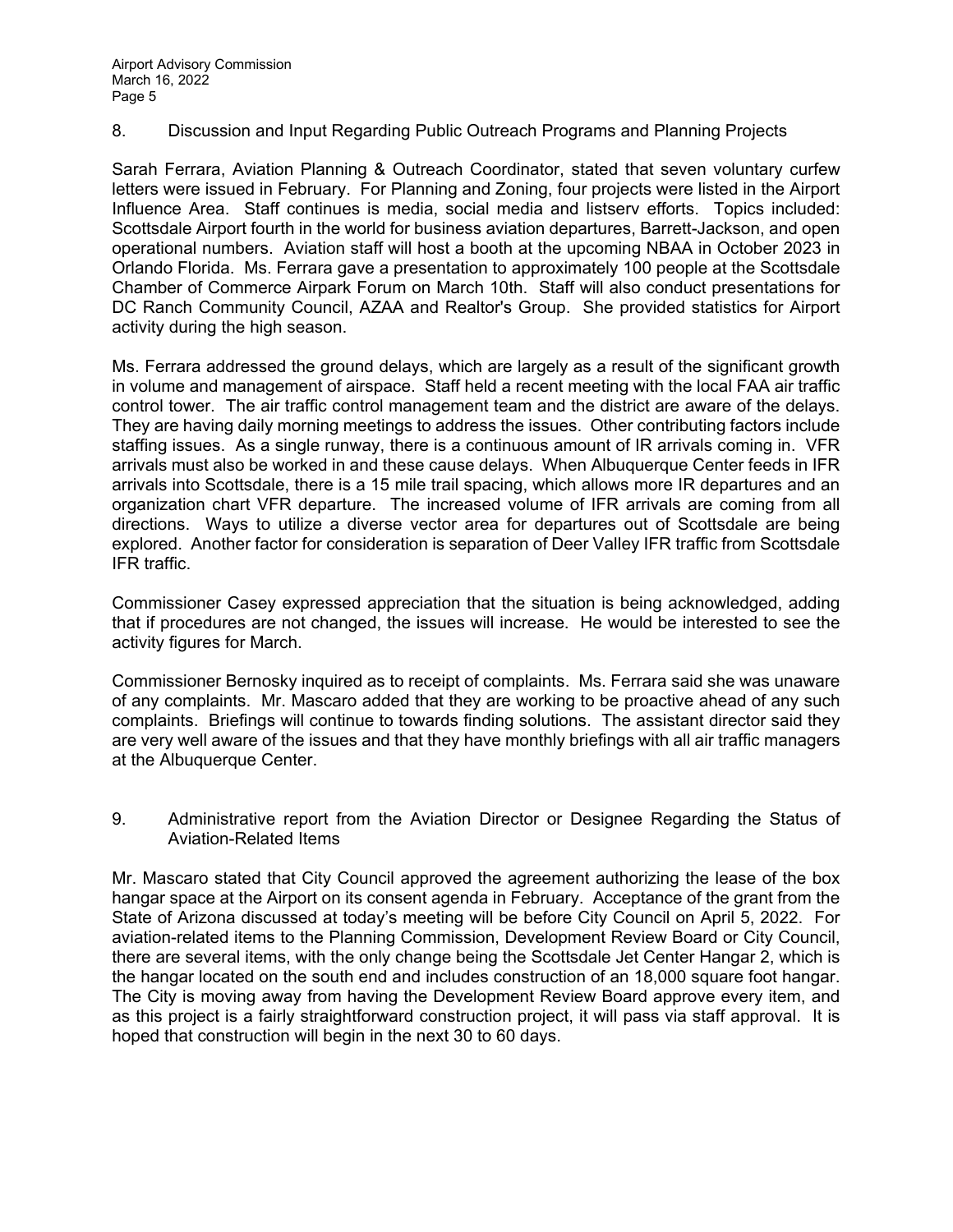8. Discussion and Input Regarding Public Outreach Programs and Planning Projects

Sarah Ferrara, Aviation Planning & Outreach Coordinator, stated that seven voluntary curfew letters were issued in February. For Planning and Zoning, four projects were listed in the Airport Influence Area. Staff continues is media, social media and listserv efforts. Topics included: Scottsdale Airport fourth in the world for business aviation departures, Barrett-Jackson, and open operational numbers. Aviation staff will host a booth at the upcoming NBAA in October 2023 in Orlando Florida. Ms. Ferrara gave a presentation to approximately 100 people at the Scottsdale Chamber of Commerce Airpark Forum on March 10th. Staff will also conduct presentations for DC Ranch Community Council, AZAA and Realtor's Group. She provided statistics for Airport activity during the high season.

Ms. Ferrara addressed the ground delays, which are largely as a result of the significant growth in volume and management of airspace. Staff held a recent meeting with the local FAA air traffic control tower. The air traffic control management team and the district are aware of the delays. They are having daily morning meetings to address the issues. Other contributing factors include staffing issues. As a single runway, there is a continuous amount of IR arrivals coming in. VFR arrivals must also be worked in and these cause delays. When Albuquerque Center feeds in IFR arrivals into Scottsdale, there is a 15 mile trail spacing, which allows more IR departures and an organization chart VFR departure. The increased volume of IFR arrivals are coming from all directions. Ways to utilize a diverse vector area for departures out of Scottsdale are being explored. Another factor for consideration is separation of Deer Valley IFR traffic from Scottsdale IFR traffic.

Commissioner Casey expressed appreciation that the situation is being acknowledged, adding that if procedures are not changed, the issues will increase. He would be interested to see the activity figures for March.

Commissioner Bernosky inquired as to receipt of complaints. Ms. Ferrara said she was unaware of any complaints. Mr. Mascaro added that they are working to be proactive ahead of any such complaints. Briefings will continue to towards finding solutions. The assistant director said they are very well aware of the issues and that they have monthly briefings with all air traffic managers at the Albuquerque Center.

9. Administrative report from the Aviation Director or Designee Regarding the Status of Aviation-Related Items

Mr. Mascaro stated that City Council approved the agreement authorizing the lease of the box hangar space at the Airport on its consent agenda in February. Acceptance of the grant from the State of Arizona discussed at today's meeting will be before City Council on April 5, 2022. For aviation-related items to the Planning Commission, Development Review Board or City Council, there are several items, with the only change being the Scottsdale Jet Center Hangar 2, which is the hangar located on the south end and includes construction of an 18,000 square foot hangar. The City is moving away from having the Development Review Board approve every item, and as this project is a fairly straightforward construction project, it will pass via staff approval. It is hoped that construction will begin in the next 30 to 60 days.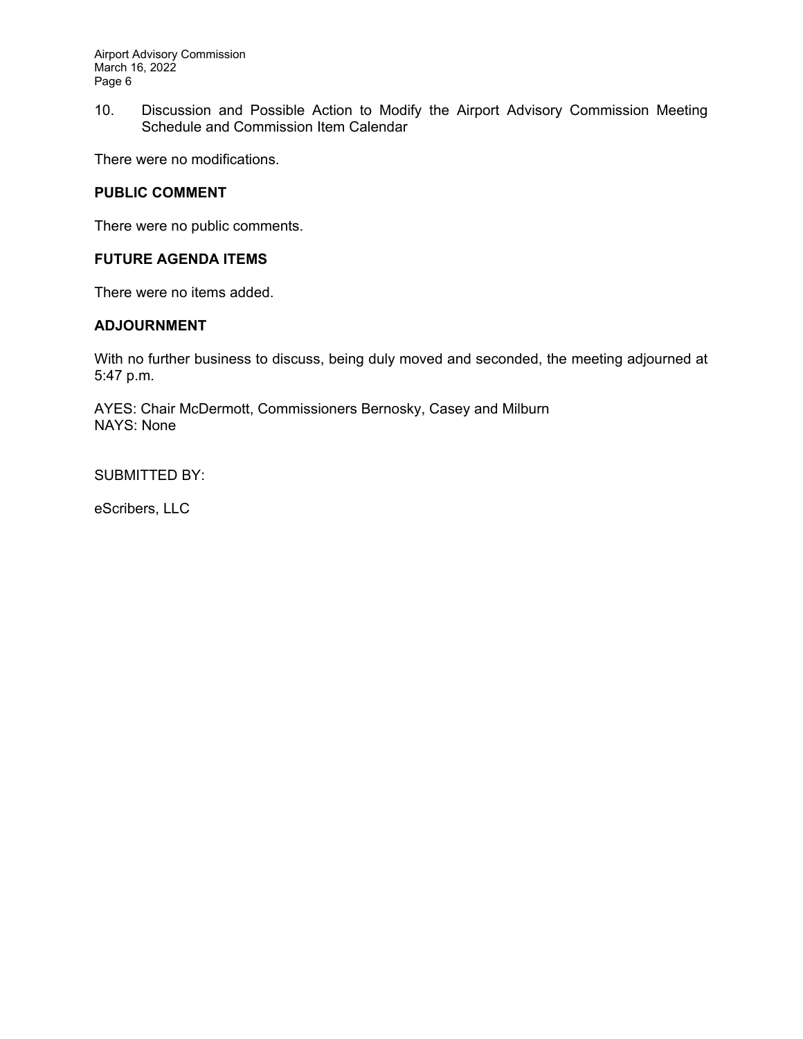10. Discussion and Possible Action to Modify the Airport Advisory Commission Meeting Schedule and Commission Item Calendar

There were no modifications.

**PUBLIC COMMENT**

There were no public comments.

**FUTURE AGENDA ITEMS**

There were no items added.

**ADJOURNMENT**

With no further business to discuss, being duly moved and seconded, the meeting adjourned at 5:47 p.m.

AYES: Chair McDermott, Commissioners Bernosky, Casey and Milburn
NAYS: None

SUBMITTED BY:

eScribers, LLC